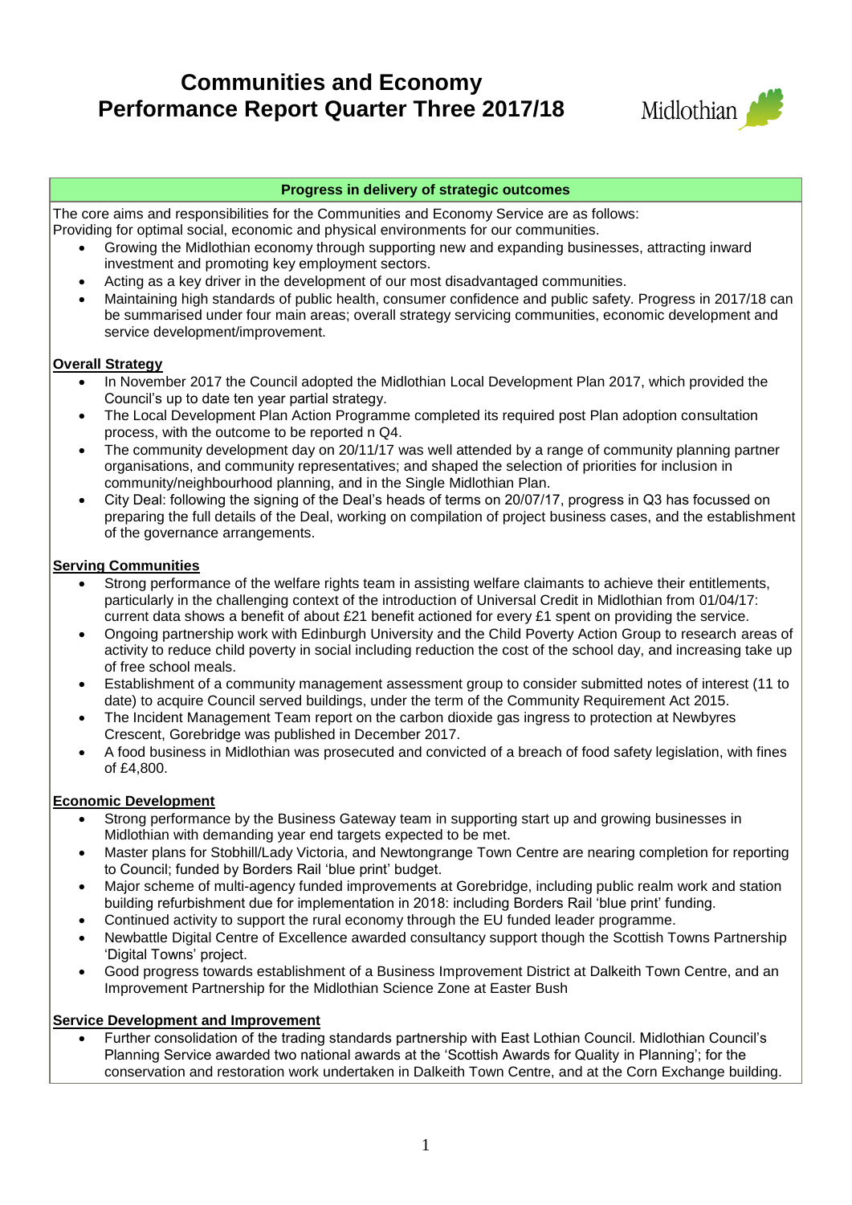# Communities and Economy
# Performance Report Quarter Three 2017/18

Midlothian

## Progress in delivery of strategic outcomes

The core aims and responsibilities for the Communities and Economy Service are as follows:
Providing for optimal social, economic and physical environments for our communities.

- Growing the Midlothian economy through supporting new and expanding businesses, attracting inward investment and promoting key employment sectors.
- Acting as a key driver in the development of our most disadvantaged communities.
- Maintaining high standards of public health, consumer confidence and public safety. Progress in 2017/18 can be summarised under four main areas; overall strategy servicing communities, economic development and service development/improvement.

**Overall Strategy**

- In November 2017 the Council adopted the Midlothian Local Development Plan 2017, which provided the Council's up to date ten year partial strategy.
- The Local Development Plan Action Programme completed its required post Plan adoption consultation process, with the outcome to be reported n Q4.
- The community development day on 20/11/17 was well attended by a range of community planning partner organisations, and community representatives; and shaped the selection of priorities for inclusion in community/neighbourhood planning, and in the Single Midlothian Plan.
- City Deal: following the signing of the Deal's heads of terms on 20/07/17, progress in Q3 has focussed on preparing the full details of the Deal, working on compilation of project business cases, and the establishment of the governance arrangements.

**Serving Communities**

- Strong performance of the welfare rights team in assisting welfare claimants to achieve their entitlements, particularly in the challenging context of the introduction of Universal Credit in Midlothian from 01/04/17: current data shows a benefit of about £21 benefit actioned for every £1 spent on providing the service.
- Ongoing partnership work with Edinburgh University and the Child Poverty Action Group to research areas of activity to reduce child poverty in social including reduction the cost of the school day, and increasing take up of free school meals.
- Establishment of a community management assessment group to consider submitted notes of interest (11 to date) to acquire Council served buildings, under the term of the Community Requirement Act 2015.
- The Incident Management Team report on the carbon dioxide gas ingress to protection at Newbyres Crescent, Gorebridge was published in December 2017.
- A food business in Midlothian was prosecuted and convicted of a breach of food safety legislation, with fines of £4,800.

**Economic Development**

- Strong performance by the Business Gateway team in supporting start up and growing businesses in Midlothian with demanding year end targets expected to be met.
- Master plans for Stobhill/Lady Victoria, and Newtongrange Town Centre are nearing completion for reporting to Council; funded by Borders Rail 'blue print' budget.
- Major scheme of multi-agency funded improvements at Gorebridge, including public realm work and station building refurbishment due for implementation in 2018: including Borders Rail 'blue print' funding.
- Continued activity to support the rural economy through the EU funded leader programme.
- Newbattle Digital Centre of Excellence awarded consultancy support though the Scottish Towns Partnership 'Digital Towns' project.
- Good progress towards establishment of a Business Improvement District at Dalkeith Town Centre, and an Improvement Partnership for the Midlothian Science Zone at Easter Bush

**Service Development and Improvement**

- Further consolidation of the trading standards partnership with East Lothian Council. Midlothian Council's Planning Service awarded two national awards at the 'Scottish Awards for Quality in Planning'; for the conservation and restoration work undertaken in Dalkeith Town Centre, and at the Corn Exchange building.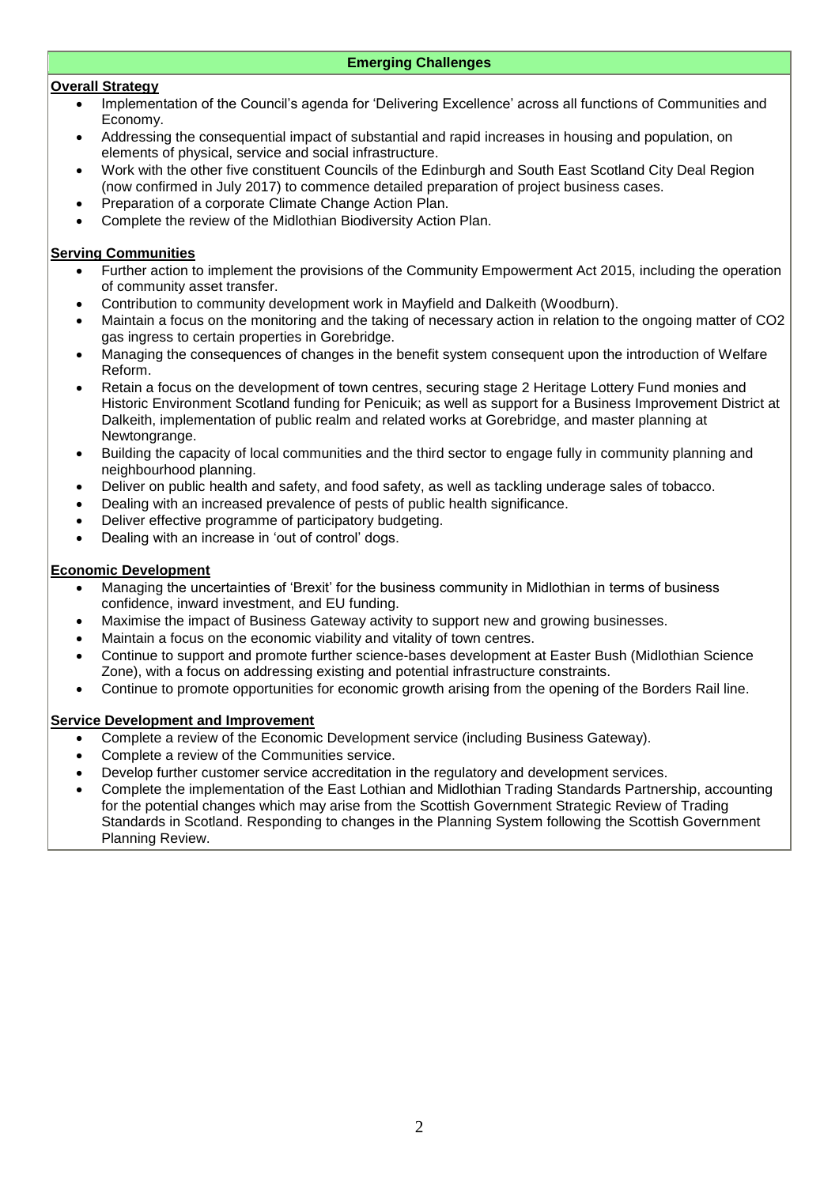## Emerging Challenges

**Overall Strategy**

- Implementation of the Council's agenda for 'Delivering Excellence' across all functions of Communities and Economy.
- Addressing the consequential impact of substantial and rapid increases in housing and population, on elements of physical, service and social infrastructure.
- Work with the other five constituent Councils of the Edinburgh and South East Scotland City Deal Region (now confirmed in July 2017) to commence detailed preparation of project business cases.
- Preparation of a corporate Climate Change Action Plan.
- Complete the review of the Midlothian Biodiversity Action Plan.

**Serving Communities**

- Further action to implement the provisions of the Community Empowerment Act 2015, including the operation of community asset transfer.
- Contribution to community development work in Mayfield and Dalkeith (Woodburn).
- Maintain a focus on the monitoring and the taking of necessary action in relation to the ongoing matter of $CO_2$ gas ingress to certain properties in Gorebridge.
- Managing the consequences of changes in the benefit system consequent upon the introduction of Welfare Reform.
- Retain a focus on the development of town centres, securing stage 2 Heritage Lottery Fund monies and Historic Environment Scotland funding for Penicuik; as well as support for a Business Improvement District at Dalkeith, implementation of public realm and related works at Gorebridge, and master planning at Newtongrange.
- Building the capacity of local communities and the third sector to engage fully in community planning and neighbourhood planning.
- Deliver on public health and safety, and food safety, as well as tackling underage sales of tobacco.
- Dealing with an increased prevalence of pests of public health significance.
- Deliver effective programme of participatory budgeting.
- Dealing with an increase in 'out of control' dogs.

**Economic Development**

- Managing the uncertainties of 'Brexit' for the business community in Midlothian in terms of business confidence, inward investment, and EU funding.
- Maximise the impact of Business Gateway activity to support new and growing businesses.
- Maintain a focus on the economic viability and vitality of town centres.
- Continue to support and promote further science-bases development at Easter Bush (Midlothian Science Zone), with a focus on addressing existing and potential infrastructure constraints.
- Continue to promote opportunities for economic growth arising from the opening of the Borders Rail line.

**Service Development and Improvement**

- Complete a review of the Economic Development service (including Business Gateway).
- Complete a review of the Communities service.
- Develop further customer service accreditation in the regulatory and development services.
- Complete the implementation of the East Lothian and Midlothian Trading Standards Partnership, accounting for the potential changes which may arise from the Scottish Government Strategic Review of Trading Standards in Scotland. Responding to changes in the Planning System following the Scottish Government Planning Review.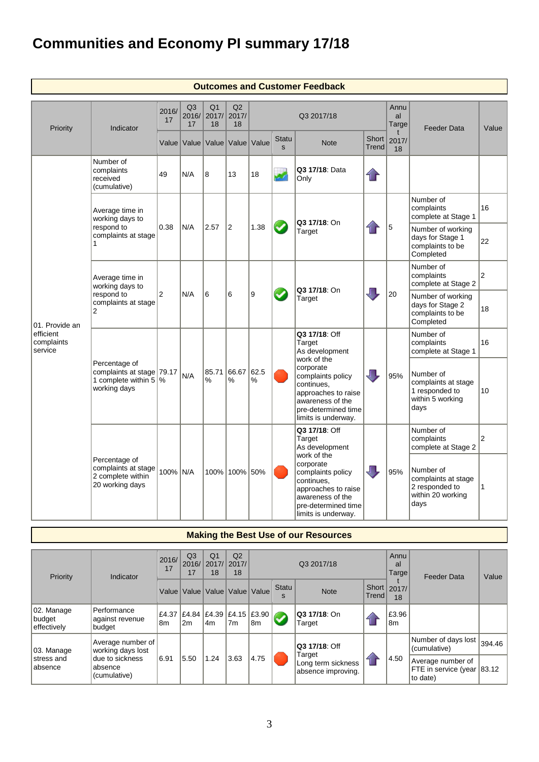# Communities and Economy PI summary 17/18

## Outcomes and Customer Feedback

| Priority | Indicator | 2016/17 | Q3 2016/17 | Q1 2017/18 | Q2 2017/18 | Q3 2017/18 | | | | Annual Target | Feeder Data | Value |
|---|---|---|---|---|---|---|---|---|---|---|---|---|
| | | Value | Value | Value | Value | Value | Status | Note | Short Trend | 2017/18 | | |
| 01. Provide an efficient complaints service | Number of complaints received (cumulative) | 49 | N/A | 8 | 13 | 18 | Data Only | **Q3 17/18**: Data Only | Up | | | |
| | Average time in working days to respond to complaints at stage 1 | 0.38 | N/A | 2.57 | 2 | 1.38 | On Target | **Q3 17/18**: On Target | Up | 5 | Number of complaints complete at Stage 1 | 16 |
| | | | | | | | | | | | Number of working days for Stage 1 complaints to be Completed | 22 |
| | Average time in working days to respond to complaints at stage 2 | 2 | N/A | 6 | 6 | 9 | On Target | **Q3 17/18**: On Target | Down | 20 | Number of complaints complete at Stage 2 | 2 |
| | | | | | | | | | | | Number of working days for Stage 2 complaints to be Completed | 18 |
| | Percentage of complaints at stage 1 complete within 5 working days | 79.17 % | N/A | 85.71 % | 66.67 % | 62.5 % | Off Target | **Q3 17/18**: Off Target As development work of the corporate complaints policy continues, approaches to raise awareness of the pre-determined time limits is underway. | Down | 95% | Number of complaints complete at Stage 1 | 16 |
| | | | | | | | | | | | Number of complaints at stage 1 responded to within 5 working days | 10 |
| | Percentage of complaints at stage 2 complete within 20 working days | 100% | N/A | 100% | 100% | 50% | Off Target | **Q3 17/18**: Off Target As development work of the corporate complaints policy continues, approaches to raise awareness of the pre-determined time limits is underway. | Down | 95% | Number of complaints complete at Stage 2 | 2 |
| | | | | | | | | | | | Number of complaints at stage 2 responded to within 20 working days | 1 |

## Making the Best Use of our Resources

| Priority | Indicator | 2016/17 | Q3 2016/17 | Q1 2017/18 | Q2 2017/18 | Q3 2017/18 | | | | Annual Target | Feeder Data | Value |
|---|---|---|---|---|---|---|---|---|---|---|---|---|
| | | Value | Value | Value | Value | Value | Status | Note | Short Trend | 2017/18 | | |
| 02. Manage budget effectively | Performance against revenue budget | £4.378m | £4.842m | £4.394m | £4.157m | £3.908m | On Target | **Q3 17/18**: On Target | Up | £3.968m | | |
| 03. Manage stress and absence | Average number of working days lost due to sickness absence (cumulative) | 6.91 | 5.50 | 1.24 | 3.63 | 4.75 | Off Target | **Q3 17/18**: Off Target Long term sickness absence improving. | Up | 4.50 | Number of days lost (cumulative) | 394.46 |
| | | | | | | | | | | | Average number of FTE in service (year to date) | 83.12 |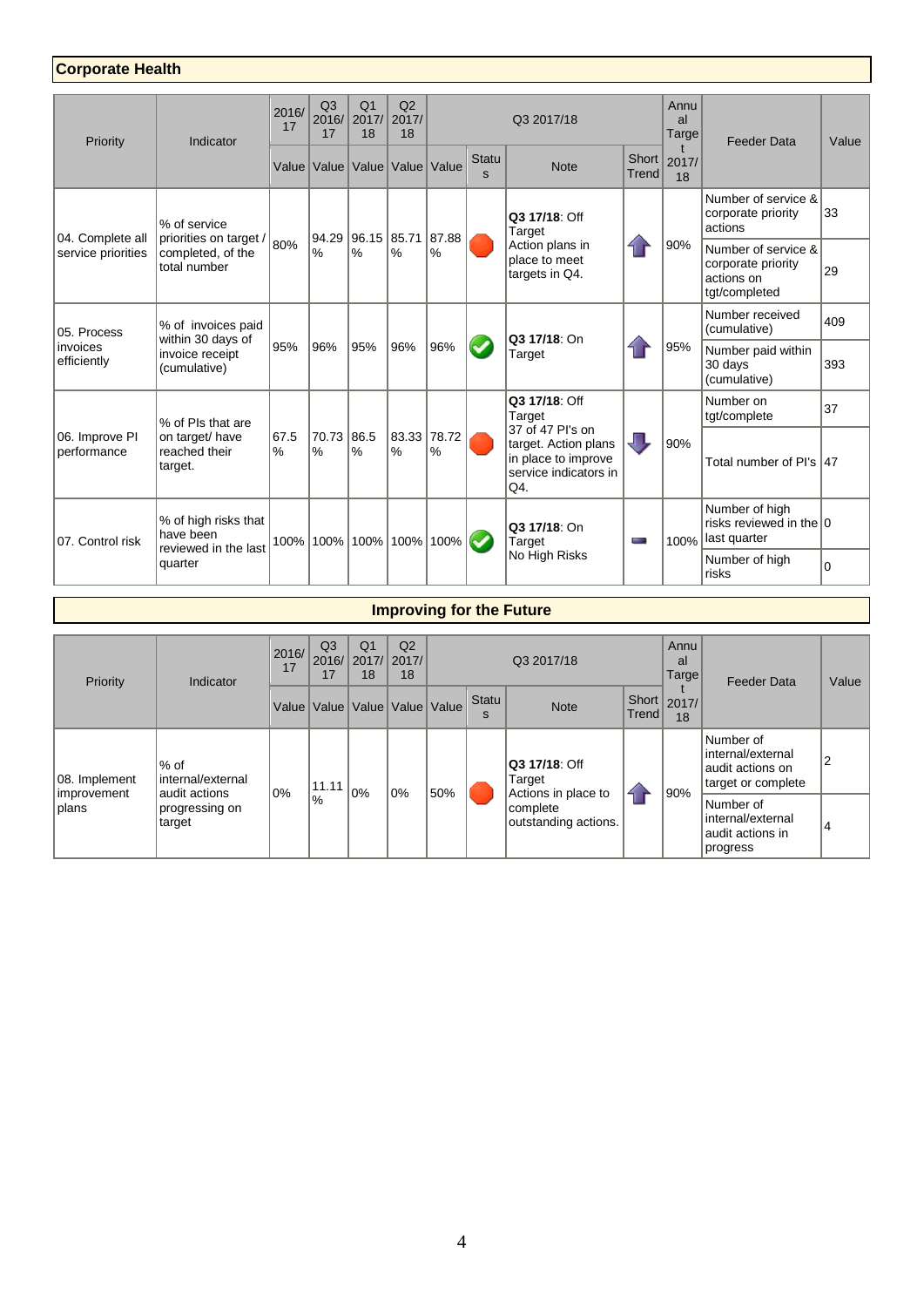## Corporate Health

| Priority | Indicator | 2016/17 | Q3 2016/17 | Q1 2017/18 | Q2 2017/18 | Q3 2017/18 | | | | Annual Target 2017/18 | Feeder Data | Value |
|---|---|---|---|---|---|---|---|---|---|---|---|---|
| | | Value | Value | Value | Value | Value | Status | Note | Short Trend | | | |
| 04. Complete all service priorities | % of service priorities on target / completed, of the total number | 80% | 94.29 % | 96.15 % | 85.71 % | 87.88 % | Off Target | **Q3 17/18**: Off Target Action plans in place to meet targets in Q4. | Improving | 90% | Number of service & corporate priority actions | 33 |
| | | | | | | | | | | | Number of service & corporate priority actions on tgt/completed | 29 |
| 05. Process invoices efficiently | % of invoices paid within 30 days of invoice receipt (cumulative) | 95% | 96% | 95% | 96% | 96% | On Target | **Q3 17/18**: On Target | Improving | 95% | Number received (cumulative) | 409 |
| | | | | | | | | | | | Number paid within 30 days (cumulative) | 393 |
| 06. Improve PI performance | % of PIs that are on target/ have reached their target. | 67.5 % | 70.73 % | 86.5 % | 83.33 % | 78.72 % | Off Target | **Q3 17/18**: Off Target 37 of 47 PI's on target. Action plans in place to improve service indicators in Q4. | Worsening | 90% | Number on tgt/complete | 37 |
| | | | | | | | | | | | Total number of PI's | 47 |
| 07. Control risk | % of high risks that have been reviewed in the last quarter | 100% | 100% | 100% | 100% | 100% | On Target | **Q3 17/18**: On Target No High Risks | No change | 100% | Number of high risks reviewed in the last quarter | 0 |
| | | | | | | | | | | | Number of high risks | 0 |

## Improving for the Future

| Priority | Indicator | 2016/17 | Q3 2016/17 | Q1 2017/18 | Q2 2017/18 | Q3 2017/18 | | | | Annual Target 2017/18 | Feeder Data | Value |
|---|---|---|---|---|---|---|---|---|---|---|---|---|
| | | Value | Value | Value | Value | Value | Status | Note | Short Trend | | | |
| 08. Implement improvement plans | % of internal/external audit actions progressing on target | 0% | 11.11 % | 0% | 0% | 50% | Off Target | **Q3 17/18**: Off Target Actions in place to complete outstanding actions. | Improving | 90% | Number of internal/external audit actions on target or complete | 2 |
| | | | | | | | | | | | Number of internal/external audit actions in progress | 4 |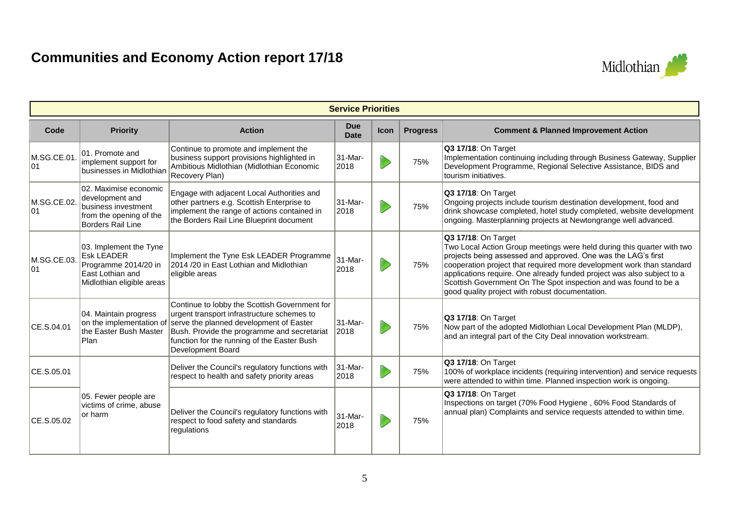# Communities and Economy Action report 17/18

| Service Priorities | | | | | | |
|---|---|---|---|---|---|---|
| **Code** | **Priority** | **Action** | **Due Date** | **Icon** | **Progress** | **Comment & Planned Improvement Action** |
| M.SG.CE.01.01 | 01. Promote and implement support for businesses in Midlothian | Continue to promote and implement the business support provisions highlighted in Ambitious Midlothian (Midlothian Economic Recovery Plan) | 31-Mar-2018 | | 75% | **Q3 17/18**: On Target<br>Implementation continuing including through Business Gateway, Supplier Development Programme, Regional Selective Assistance, BIDS and tourism initiatives. |
| M.SG.CE.02.01 | 02. Maximise economic development and business investment from the opening of the Borders Rail Line | Engage with adjacent Local Authorities and other partners e.g. Scottish Enterprise to implement the range of actions contained in the Borders Rail Line Blueprint document | 31-Mar-2018 | | 75% | **Q3 17/18**: On Target<br>Ongoing projects include tourism destination development, food and drink showcase completed, hotel study completed, website development ongoing. Masterplanning projects at Newtongrange well advanced. |
| M.SG.CE.03.01 | 03. Implement the Tyne Esk LEADER Programme 2014/20 in East Lothian and Midlothian eligible areas | Implement the Tyne Esk LEADER Programme 2014 /20 in East Lothian and Midlothian eligible areas | 31-Mar-2018 | | 75% | **Q3 17/18**: On Target<br>Two Local Action Group meetings were held during this quarter with two projects being assessed and approved. One was the LAG's first cooperation project that required more development work than standard applications require. One already funded project was also subject to a Scottish Government On The Spot inspection and was found to be a good quality project with robust documentation. |
| CE.S.04.01 | 04. Maintain progress on the implementation of the Easter Bush Master Plan | Continue to lobby the Scottish Government for urgent transport infrastructure schemes to serve the planned development of Easter Bush. Provide the programme and secretariat function for the running of the Easter Bush Development Board | 31-Mar-2018 | | 75% | **Q3 17/18**: On Target<br>Now part of the adopted Midlothian Local Development Plan (MLDP), and an integral part of the City Deal innovation workstream. |
| CE.S.05.01 | 05. Fewer people are victims of crime, abuse or harm | Deliver the Council's regulatory functions with respect to health and safety priority areas | 31-Mar-2018 | | 75% | **Q3 17/18**: On Target<br>100% of workplace incidents (requiring intervention) and service requests were attended to within time. Planned inspection work is ongoing. |
| CE.S.05.02 | | Deliver the Council's regulatory functions with respect to food safety and standards regulations | 31-Mar-2018 | | 75% | **Q3 17/18**: On Target<br>Inspections on target (70% Food Hygiene , 60% Food Standards of annual plan) Complaints and service requests attended to within time. |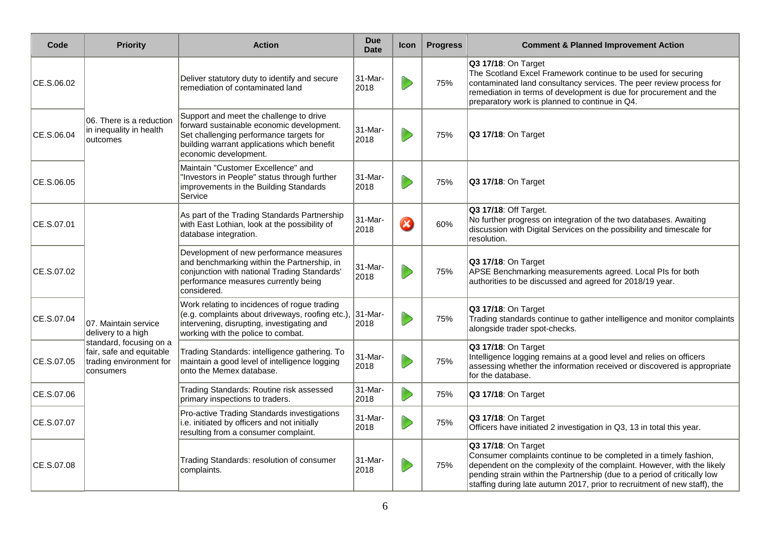| Code | Priority | Action | Due Date | Icon | Progress | Comment & Planned Improvement Action |
|---|---|---|---|---|---|---|
| CE.S.06.02 | 06. There is a reduction in inequality in health outcomes | Deliver statutory duty to identify and secure remediation of contaminated land | 31-Mar-2018 | On Target | 75% | **Q3 17/18**: On Target<br>The Scotland Excel Framework continue to be used for securing contaminated land consultancy services. The peer review process for remediation in terms of development is due for procurement and the preparatory work is planned to continue in Q4. |
| CE.S.06.04 | | Support and meet the challenge to drive forward sustainable economic development. Set challenging performance targets for building warrant applications which benefit economic development. | 31-Mar-2018 | On Target | 75% | **Q3 17/18**: On Target |
| CE.S.06.05 | | Maintain "Customer Excellence" and "Investors in People" status through further improvements in the Building Standards Service | 31-Mar-2018 | On Target | 75% | **Q3 17/18**: On Target |
| CE.S.07.01 | 07. Maintain service delivery to a high standard, focusing on a fair, safe and equitable trading environment for consumers | As part of the Trading Standards Partnership with East Lothian, look at the possibility of database integration. | 31-Mar-2018 | Off Target | 60% | **Q3 17/18**: Off Target.<br>No further progress on integration of the two databases. Awaiting discussion with Digital Services on the possibility and timescale for resolution. |
| CE.S.07.02 | | Development of new performance measures and benchmarking within the Partnership, in conjunction with national Trading Standards' performance measures currently being considered. | 31-Mar-2018 | On Target | 75% | **Q3 17/18**: On Target<br>APSE Benchmarking measurements agreed. Local PIs for both authorities to be discussed and agreed for 2018/19 year. |
| CE.S.07.04 | | Work relating to incidences of rogue trading (e.g. complaints about driveways, roofing etc.), intervening, disrupting, investigating and working with the police to combat. | 31-Mar-2018 | On Target | 75% | **Q3 17/18**: On Target<br>Trading standards continue to gather intelligence and monitor complaints alongside trader spot-checks. |
| CE.S.07.05 | | Trading Standards: intelligence gathering. To maintain a good level of intelligence logging onto the Memex database. | 31-Mar-2018 | On Target | 75% | **Q3 17/18**: On Target<br>Intelligence logging remains at a good level and relies on officers assessing whether the information received or discovered is appropriate for the database. |
| CE.S.07.06 | | Trading Standards: Routine risk assessed primary inspections to traders. | 31-Mar-2018 | On Target | 75% | **Q3 17/18**: On Target |
| CE.S.07.07 | | Pro-active Trading Standards investigations i.e. initiated by officers and not initially resulting from a consumer complaint. | 31-Mar-2018 | On Target | 75% | **Q3 17/18**: On Target<br>Officers have initiated 2 investigation in Q3, 13 in total this year. |
| CE.S.07.08 | | Trading Standards: resolution of consumer complaints. | 31-Mar-2018 | On Target | 75% | **Q3 17/18**: On Target<br>Consumer complaints continue to be completed in a timely fashion, dependent on the complexity of the complaint. However, with the likely pending strain within the Partnership (due to a period of critically low staffing during late autumn 2017, prior to recruitment of new staff), the |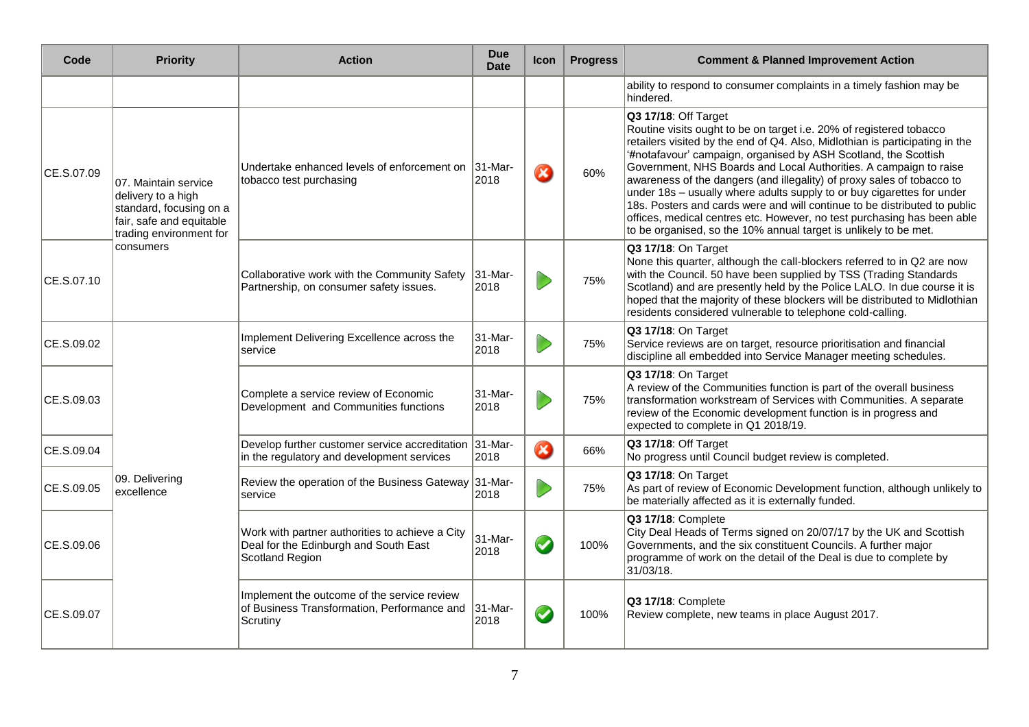| Code | Priority | Action | Due Date | Icon | Progress | Comment & Planned Improvement Action |
|---|---|---|---|---|---|---|
| | | | | | | ability to respond to consumer complaints in a timely fashion may be hindered. |
| CE.S.07.09 | 07. Maintain service delivery to a high standard, focusing on a fair, safe and equitable trading environment for consumers | Undertake enhanced levels of enforcement on tobacco test purchasing | 31-Mar-2018 | Off Target | 60% | **Q3 17/18**: Off Target<br>Routine visits ought to be on target i.e. 20% of registered tobacco retailers visited by the end of Q4. Also, Midlothian is participating in the '#notafavour' campaign, organised by ASH Scotland, the Scottish Government, NHS Boards and Local Authorities. A campaign to raise awareness of the dangers (and illegality) of proxy sales of tobacco to under 18s – usually where adults supply to or buy cigarettes for under 18s. Posters and cards were and will continue to be distributed to public offices, medical centres etc. However, no test purchasing has been able to be organised, so the 10% annual target is unlikely to be met. |
| CE.S.07.10 | | Collaborative work with the Community Safety Partnership, on consumer safety issues. | 31-Mar-2018 | On Target | 75% | **Q3 17/18**: On Target<br>None this quarter, although the call-blockers referred to in Q2 are now with the Council. 50 have been supplied by TSS (Trading Standards Scotland) and are presently held by the Police LALO. In due course it is hoped that the majority of these blockers will be distributed to Midlothian residents considered vulnerable to telephone cold-calling. |
| CE.S.09.02 | 09. Delivering excellence | Implement Delivering Excellence across the service | 31-Mar-2018 | On Target | 75% | **Q3 17/18**: On Target<br>Service reviews are on target, resource prioritisation and financial discipline all embedded into Service Manager meeting schedules. |
| CE.S.09.03 | | Complete a service review of Economic Development and Communities functions | 31-Mar-2018 | On Target | 75% | **Q3 17/18**: On Target<br>A review of the Communities function is part of the overall business transformation workstream of Services with Communities. A separate review of the Economic development function is in progress and expected to complete in Q1 2018/19. |
| CE.S.09.04 | | Develop further customer service accreditation in the regulatory and development services | 31-Mar-2018 | Off Target | 66% | **Q3 17/18**: Off Target<br>No progress until Council budget review is completed. |
| CE.S.09.05 | | Review the operation of the Business Gateway service | 31-Mar-2018 | On Target | 75% | **Q3 17/18**: On Target<br>As part of review of Economic Development function, although unlikely to be materially affected as it is externally funded. |
| CE.S.09.06 | | Work with partner authorities to achieve a City Deal for the Edinburgh and South East Scotland Region | 31-Mar-2018 | Complete | 100% | **Q3 17/18**: Complete<br>City Deal Heads of Terms signed on 20/07/17 by the UK and Scottish Governments, and the six constituent Councils. A further major programme of work on the detail of the Deal is due to complete by 31/03/18. |
| CE.S.09.07 | | Implement the outcome of the service review of Business Transformation, Performance and Scrutiny | 31-Mar-2018 | Complete | 100% | **Q3 17/18**: Complete<br>Review complete, new teams in place August 2017. |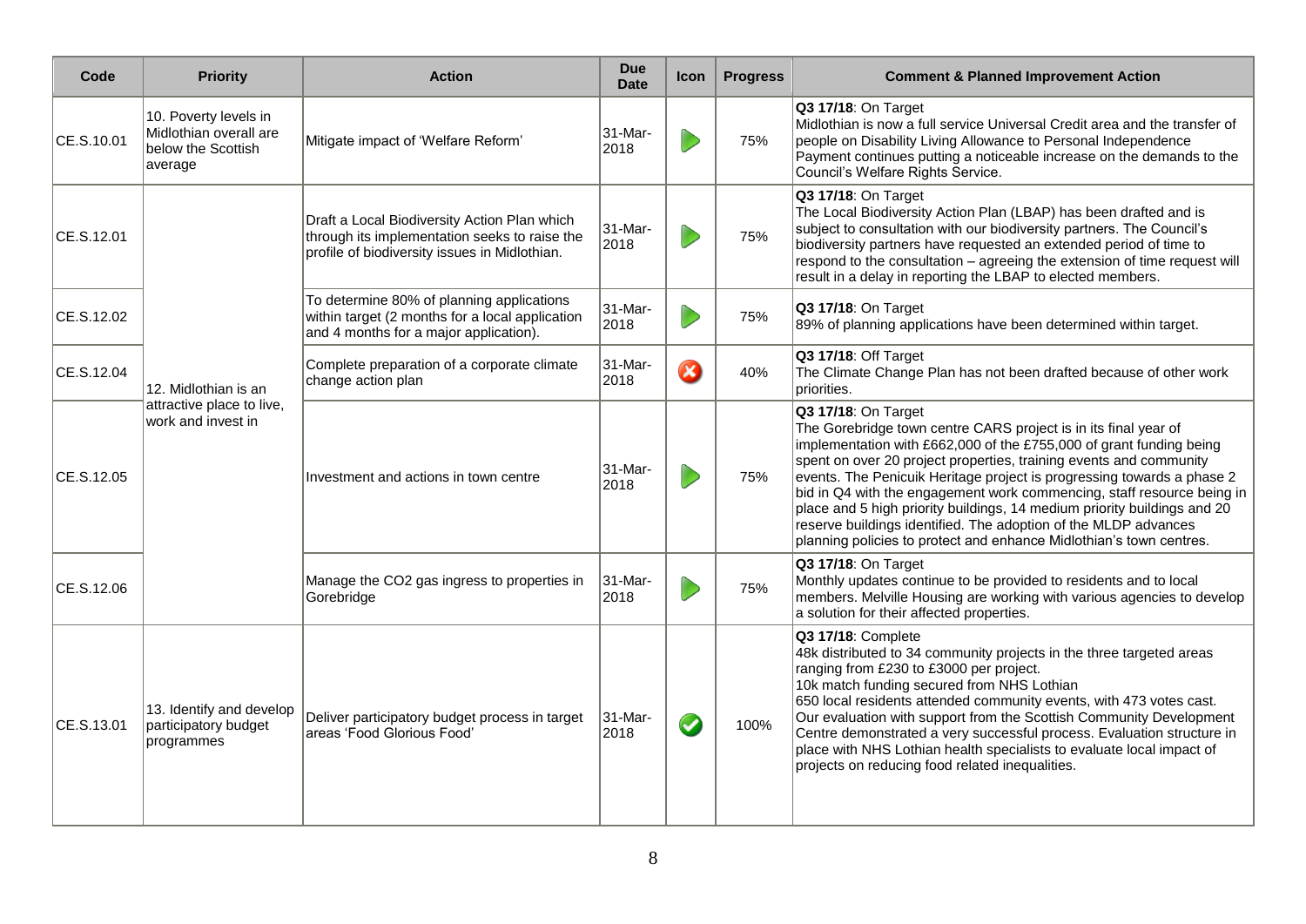| Code | Priority | Action | Due Date | Icon | Progress | Comment & Planned Improvement Action |
|---|---|---|---|---|---|---|
| CE.S.10.01 | 10. Poverty levels in Midlothian overall are below the Scottish average | Mitigate impact of 'Welfare Reform' | 31-Mar-2018 | | 75% | **Q3 17/18**: On Target<br>Midlothian is now a full service Universal Credit area and the transfer of people on Disability Living Allowance to Personal Independence Payment continues putting a noticeable increase on the demands to the Council's Welfare Rights Service. |
| CE.S.12.01 | 12. Midlothian is an attractive place to live, work and invest in | Draft a Local Biodiversity Action Plan which through its implementation seeks to raise the profile of biodiversity issues in Midlothian. | 31-Mar-2018 | | 75% | **Q3 17/18**: On Target<br>The Local Biodiversity Action Plan (LBAP) has been drafted and is subject to consultation with our biodiversity partners. The Council's biodiversity partners have requested an extended period of time to respond to the consultation – agreeing the extension of time request will result in a delay in reporting the LBAP to elected members. |
| CE.S.12.02 | | To determine 80% of planning applications within target (2 months for a local application and 4 months for a major application). | 31-Mar-2018 | | 75% | **Q3 17/18**: On Target<br>89% of planning applications have been determined within target. |
| CE.S.12.04 | | Complete preparation of a corporate climate change action plan | 31-Mar-2018 | | 40% | **Q3 17/18**: Off Target<br>The Climate Change Plan has not been drafted because of other work priorities. |
| CE.S.12.05 | | Investment and actions in town centre | 31-Mar-2018 | | 75% | **Q3 17/18**: On Target<br>The Gorebridge town centre CARS project is in its final year of implementation with £662,000 of the £755,000 of grant funding being spent on over 20 project properties, training events and community events. The Penicuik Heritage project is progressing towards a phase 2 bid in Q4 with the engagement work commencing, staff resource being in place and 5 high priority buildings, 14 medium priority buildings and 20 reserve buildings identified. The adoption of the MLDP advances planning policies to protect and enhance Midlothian's town centres. |
| CE.S.12.06 | | Manage the $CO_2$ gas ingress to properties in Gorebridge | 31-Mar-2018 | | 75% | **Q3 17/18**: On Target<br>Monthly updates continue to be provided to residents and to local members. Melville Housing are working with various agencies to develop a solution for their affected properties. |
| CE.S.13.01 | 13. Identify and develop participatory budget programmes | Deliver participatory budget process in target areas 'Food Glorious Food' | 31-Mar-2018 | | 100% | **Q3 17/18**: Complete<br>48k distributed to 34 community projects in the three targeted areas ranging from £230 to £3000 per project.<br>10k match funding secured from NHS Lothian<br>650 local residents attended community events, with 473 votes cast.<br>Our evaluation with support from the Scottish Community Development Centre demonstrated a very successful process. Evaluation structure in place with NHS Lothian health specialists to evaluate local impact of projects on reducing food related inequalities. |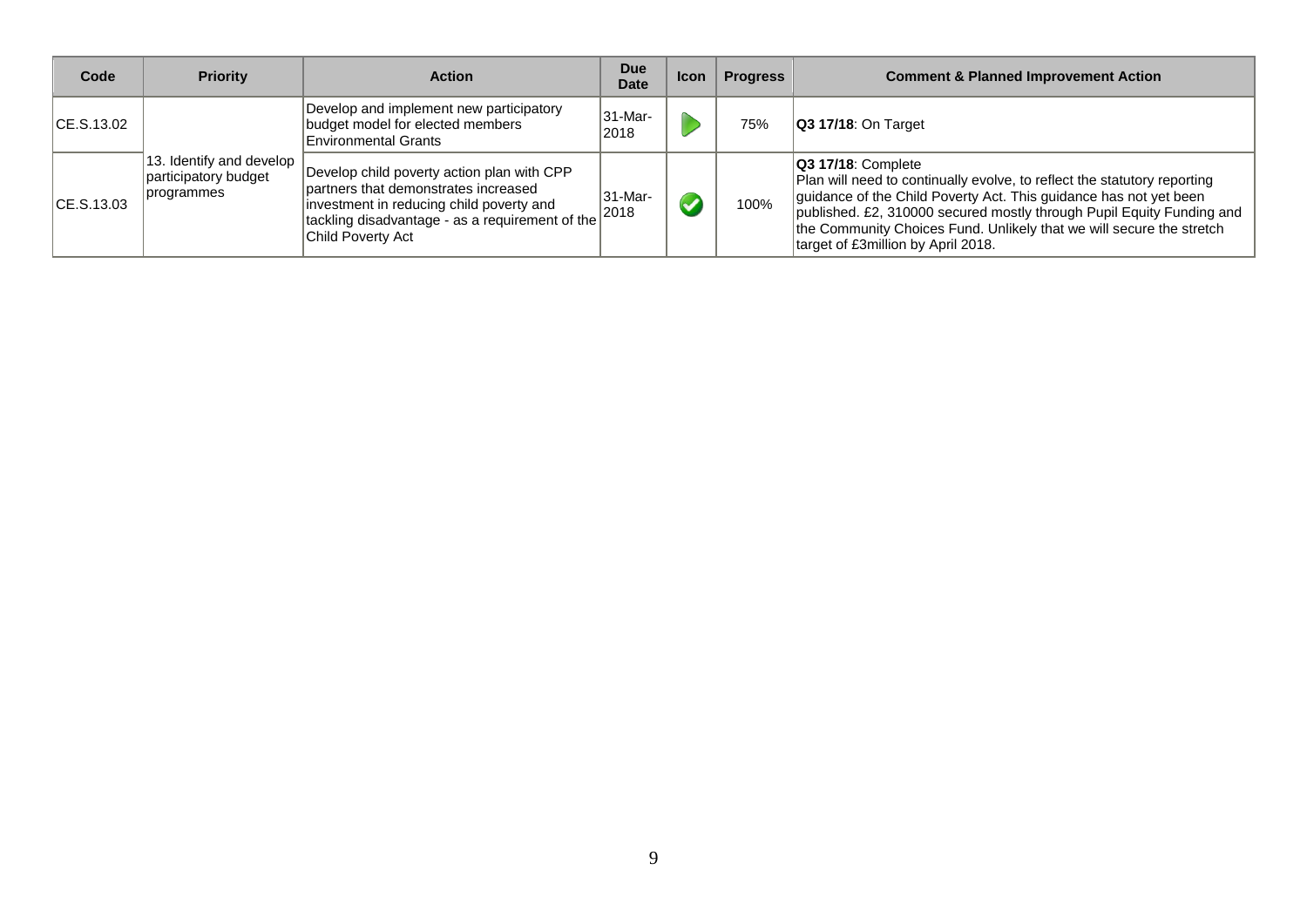| Code | Priority | Action | Due Date | Icon | Progress | Comment & Planned Improvement Action |
|---|---|---|---|---|---|---|
| CE.S.13.02 | 13. Identify and develop participatory budget programmes | Develop and implement new participatory budget model for elected members Environmental Grants | 31-Mar-2018 | | 75% | **Q3 17/18**: On Target |
| CE.S.13.03 | | Develop child poverty action plan with CPP partners that demonstrates increased investment in reducing child poverty and tackling disadvantage - as a requirement of the Child Poverty Act | 31-Mar-2018 | | 100% | **Q3 17/18**: Complete<br>Plan will need to continually evolve, to reflect the statutory reporting guidance of the Child Poverty Act. This guidance has not yet been published. £2, 310000 secured mostly through Pupil Equity Funding and the Community Choices Fund. Unlikely that we will secure the stretch target of £3million by April 2018. |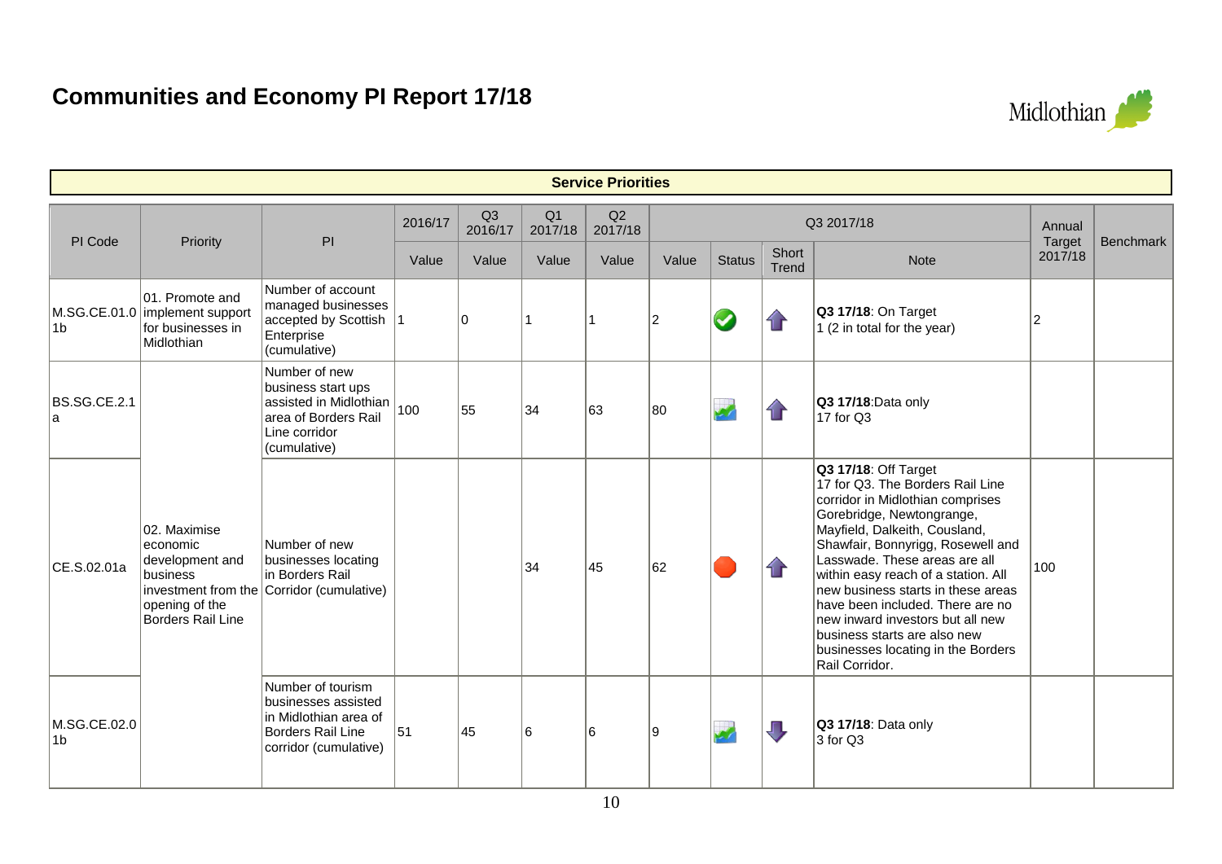# Communities and Economy PI Report 17/18

**Service Priorities**

| PI Code | Priority | PI | 2016/17 | Q3 2016/17 | Q1 2017/18 | Q2 2017/18 | Q3 2017/18 | | | | Annual Target 2017/18 | Benchmark |
|---|---|---|---|---|---|---|---|---|---|---|---|---|
| | | | Value | Value | Value | Value | Value | Status | Short Trend | Note | | |
| M.SG.CE.01.01b | 01. Promote and implement support for businesses in Midlothian | Number of account managed businesses accepted by Scottish Enterprise (cumulative) | 1 | 0 | 1 | 1 | 2 | On Target | Up | **Q3 17/18**: On Target<br>1 (2 in total for the year) | 2 | |
| BS.SG.CE.2.1a | 02. Maximise economic development and business investment from the opening of the Borders Rail Line | Number of new business start ups assisted in Midlothian area of Borders Rail Line corridor (cumulative) | 100 | 55 | 34 | 63 | 80 | Data only | Up | **Q3 17/18**:Data only<br>17 for Q3 | | |
| CE.S.02.01a | | Number of new businesses locating in Borders Rail Corridor (cumulative) | | | 34 | 45 | 62 | Off Target | Up | **Q3 17/18**: Off Target<br>17 for Q3. The Borders Rail Line corridor in Midlothian comprises Gorebridge, Newtongrange, Mayfield, Dalkeith, Cousland, Shawfair, Bonnyrigg, Rosewell and Lasswade. These areas are all within easy reach of a station. All new business starts in these areas have been included. There are no new inward investors but all new business starts are also new businesses locating in the Borders Rail Corridor. | 100 | |
| M.SG.CE.02.01b | | Number of tourism businesses assisted in Midlothian area of Borders Rail Line corridor (cumulative) | 51 | 45 | 6 | 6 | 9 | Data only | Down | **Q3 17/18**: Data only<br>3 for Q3 | | |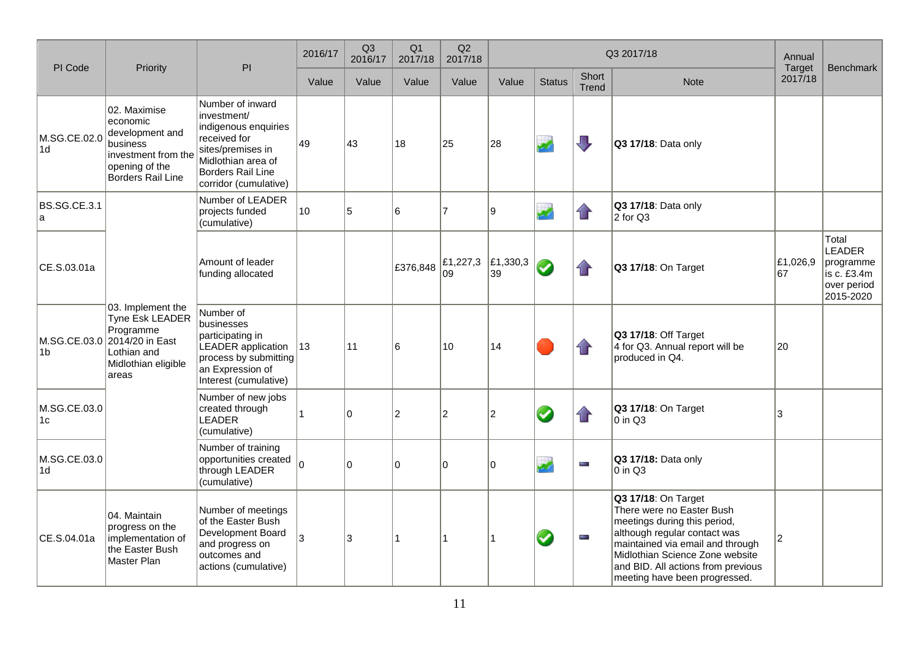| PI Code | Priority | PI | 2016/17 | Q3 2016/17 | Q1 2017/18 | Q2 2017/18 | Q3 2017/18 | | | | Annual Target 2017/18 | Benchmark |
|---|---|---|---|---|---|---|---|---|---|---|---|---|
| | | | Value | Value | Value | Value | Value | Status | Short Trend | Note | | |
| M.SG.CE.02.01d | 02. Maximise economic development and business investment from the opening of the Borders Rail Line | Number of inward investment/ indigenous enquiries received for sites/premises in Midlothian area of Borders Rail Line corridor (cumulative) | 49 | 43 | 18 | 25 | 28 | Data only | Down | **Q3 17/18**: Data only | | |
| BS.SG.CE.3.1a | 03. Implement the Tyne Esk LEADER Programme 2014/20 in East Lothian and Midlothian eligible areas | Number of LEADER projects funded (cumulative) | 10 | 5 | 6 | 7 | 9 | Data only | Up | **Q3 17/18**: Data only<br>2 for Q3 | | |
| CE.S.03.01a | | Amount of leader funding allocated | | | £376,848 | £1,227,309 | £1,330,339 | On Target | Up | **Q3 17/18**: On Target | £1,026,967 | Total LEADER programme is c. £3.4m over period 2015-2020 |
| M.SG.CE.03.01b | | Number of businesses participating in LEADER application process by submitting an Expression of Interest (cumulative) | 13 | 11 | 6 | 10 | 14 | Off Target | Up | **Q3 17/18**: Off Target<br>4 for Q3. Annual report will be produced in Q4. | 20 | |
| M.SG.CE.03.01c | | Number of new jobs created through LEADER (cumulative) | 1 | 0 | 2 | 2 | 2 | On Target | Up | **Q3 17/18**: On Target<br>0 in Q3 | 3 | |
| M.SG.CE.03.01d | | Number of training opportunities created through LEADER (cumulative) | 0 | 0 | 0 | 0 | 0 | Data only | No change | **Q3 17/18:** Data only<br>0 in Q3 | | |
| CE.S.04.01a | 04. Maintain progress on the implementation of the Easter Bush Master Plan | Number of meetings of the Easter Bush Development Board and progress on outcomes and actions (cumulative) | 3 | 3 | 1 | 1 | 1 | On Target | No change | **Q3 17/18**: On Target<br>There were no Easter Bush meetings during this period, although regular contact was maintained via email and through Midlothian Science Zone website and BID. All actions from previous meeting have been progressed. | 2 | |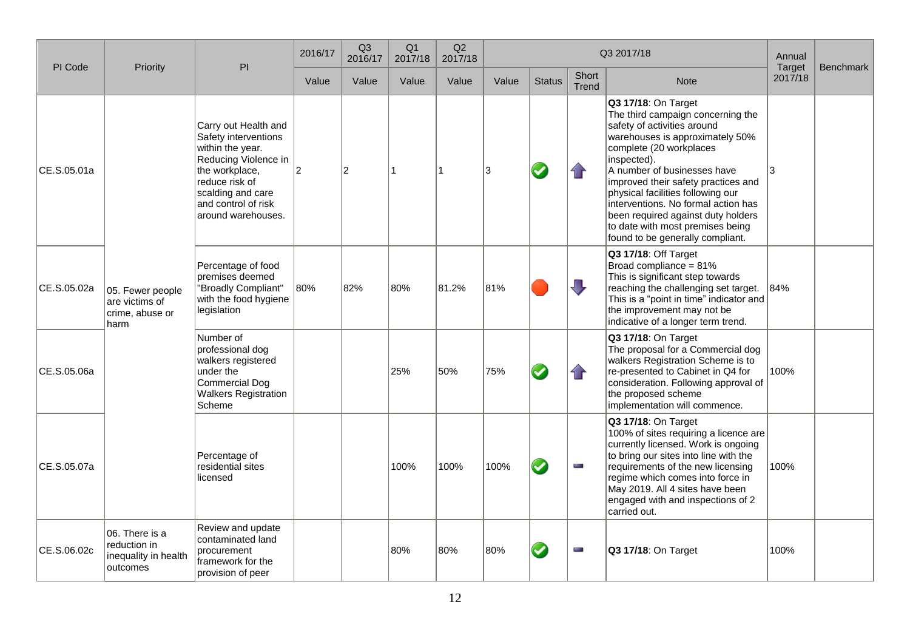| PI Code | Priority | PI | 2016/17 | Q3 2016/17 | Q1 2017/18 | Q2 2017/18 | Q3 2017/18 | | | | Annual Target 2017/18 | Benchmark |
|---|---|---|---|---|---|---|---|---|---|---|---|---|
| | | | Value | Value | Value | Value | Value | Status | Short Trend | Note | | |
| CE.S.05.01a | 05. Fewer people are victims of crime, abuse or harm | Carry out Health and Safety interventions within the year. Reducing Violence in the workplace, reduce risk of scalding and care and control of risk around warehouses. | 2 | 2 | 1 | 1 | 3 | On Target | Improving | **Q3 17/18**: On Target The third campaign concerning the safety of activities around warehouses is approximately 50% complete (20 workplaces inspected). A number of businesses have improved their safety practices and physical facilities following our interventions. No formal action has been required against duty holders to date with most premises being found to be generally compliant. | 3 | |
| CE.S.05.02a | | Percentage of food premises deemed "Broadly Compliant" with the food hygiene legislation | 80% | 82% | 80% | 81.2% | 81% | Off Target | Declining | **Q3 17/18**: Off Target Broad compliance = 81% This is significant step towards reaching the challenging set target. This is a "point in time" indicator and the improvement may not be indicative of a longer term trend. | 84% | |
| CE.S.05.06a | | Number of professional dog walkers registered under the Commercial Dog Walkers Registration Scheme | | | 25% | 50% | 75% | On Target | Improving | **Q3 17/18**: On Target The proposal for a Commercial dog walkers Registration Scheme is to re-presented to Cabinet in Q4 for consideration. Following approval of the proposed scheme implementation will commence. | 100% | |
| CE.S.05.07a | | Percentage of residential sites licensed | | | 100% | 100% | 100% | On Target | No change | **Q3 17/18**: On Target 100% of sites requiring a licence are currently licensed. Work is ongoing to bring our sites into line with the requirements of the new licensing regime which comes into force in May 2019. All 4 sites have been engaged with and inspections of 2 carried out. | 100% | |
| CE.S.06.02c | 06. There is a reduction in inequality in health outcomes | Review and update contaminated land procurement framework for the provision of peer | | | 80% | 80% | 80% | On Target | No change | **Q3 17/18**: On Target | 100% | |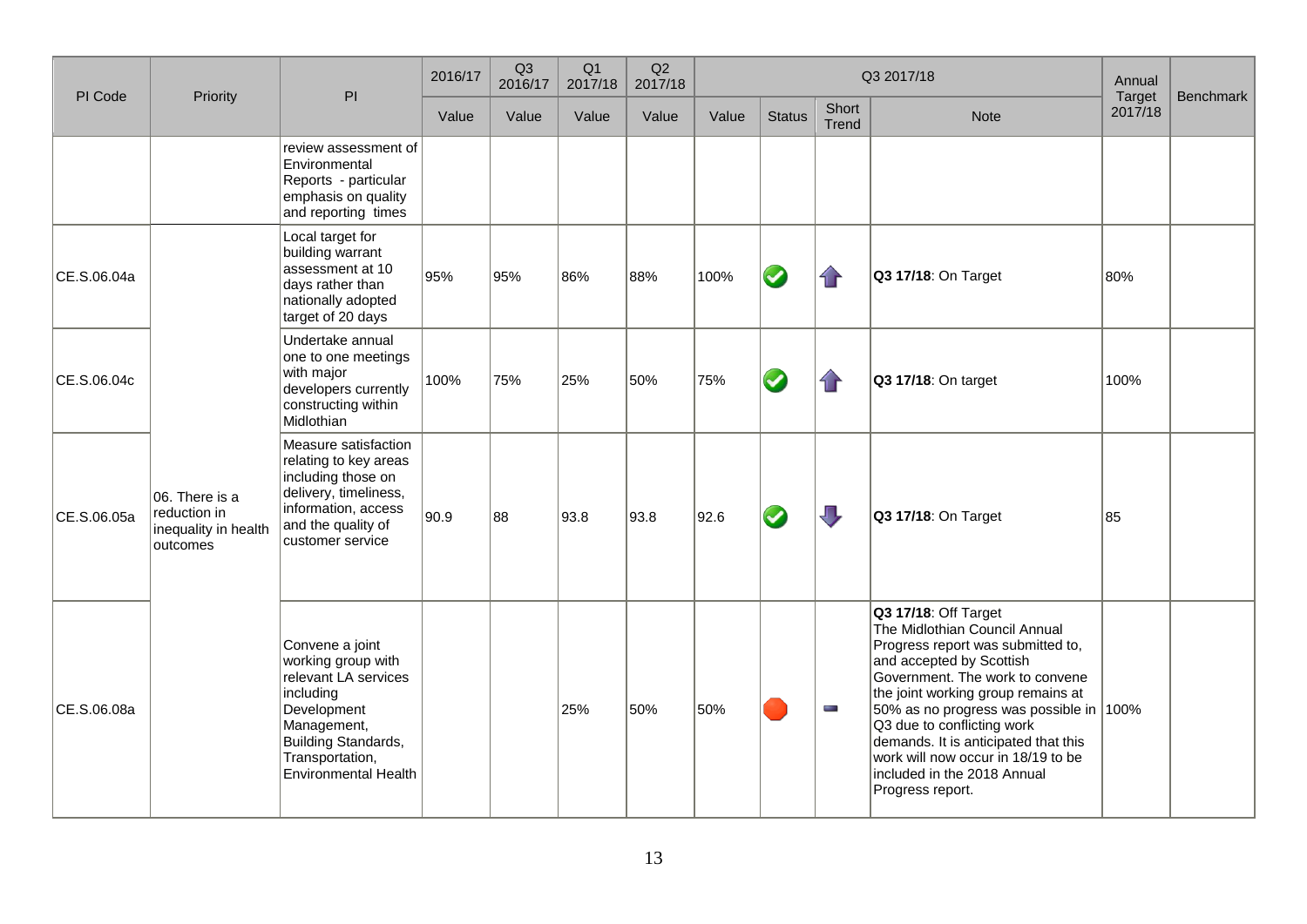| PI Code | Priority | PI | 2016/17 | Q3 2016/17 | Q1 2017/18 | Q2 2017/18 | Q3 2017/18 | | | | Annual Target 2017/18 | Benchmark |
|---|---|---|---|---|---|---|---|---|---|---|---|---|
| | | | Value | Value | Value | Value | Value | Status | Short Trend | Note | | |
| | | review assessment of Environmental Reports - particular emphasis on quality and reporting times | | | | | | | | | | |
| CE.S.06.04a | 06. There is a reduction in inequality in health outcomes | Local target for building warrant assessment at 10 days rather than nationally adopted target of 20 days | 95% | 95% | 86% | 88% | 100% | On target | Up | **Q3 17/18**: On Target | 80% | |
| CE.S.06.04c | 06. There is a reduction in inequality in health outcomes | Undertake annual one to one meetings with major developers currently constructing within Midlothian | 100% | 75% | 25% | 50% | 75% | On target | Up | **Q3 17/18**: On target | 100% | |
| CE.S.06.05a | 06. There is a reduction in inequality in health outcomes | Measure satisfaction relating to key areas including those on delivery, timeliness, information, access and the quality of customer service | 90.9 | 88 | 93.8 | 93.8 | 92.6 | On target | Down | **Q3 17/18**: On Target | 85 | |
| CE.S.06.08a | 06. There is a reduction in inequality in health outcomes | Convene a joint working group with relevant LA services including Development Management, Building Standards, Transportation, Environmental Health | | | 25% | 50% | 50% | Off target | No change | **Q3 17/18**: Off Target The Midlothian Council Annual Progress report was submitted to, and accepted by Scottish Government. The work to convene the joint working group remains at 50% as no progress was possible in Q3 due to conflicting work demands. It is anticipated that this work will now occur in 18/19 to be included in the 2018 Annual Progress report. | 100% | |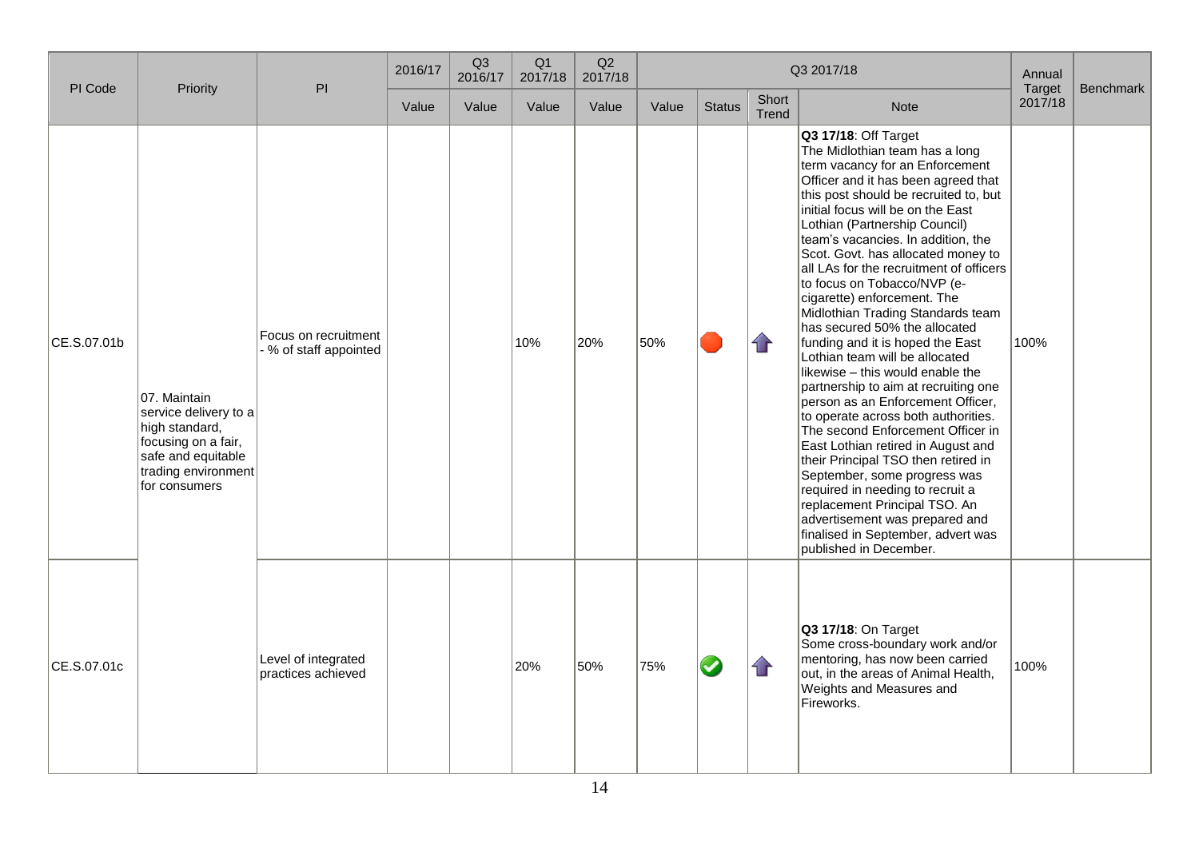| PI Code | Priority | PI | 2016/17 | Q3 2016/17 | Q1 2017/18 | Q2 2017/18 | Q3 2017/18 | | | | Annual Target 2017/18 | Benchmark |
|---|---|---|---|---|---|---|---|---|---|---|---|---|
| | | | Value | Value | Value | Value | Value | Status | Short Trend | Note | | |
| CE.S.07.01b | 07. Maintain service delivery to a high standard, focusing on a fair, safe and equitable trading environment for consumers | Focus on recruitment - % of staff appointed | | | 10% | 20% | 50% | Off Target | Improving | **Q3 17/18**: Off Target The Midlothian team has a long term vacancy for an Enforcement Officer and it has been agreed that this post should be recruited to, but initial focus will be on the East Lothian (Partnership Council) team's vacancies. In addition, the Scot. Govt. has allocated money to all LAs for the recruitment of officers to focus on Tobacco/NVP (e-cigarette) enforcement. The Midlothian Trading Standards team has secured 50% the allocated funding and it is hoped the East Lothian team will be allocated likewise – this would enable the partnership to aim at recruiting one person as an Enforcement Officer, to operate across both authorities. The second Enforcement Officer in East Lothian retired in August and their Principal TSO then retired in September, some progress was required in needing to recruit a replacement Principal TSO. An advertisement was prepared and finalised in September, advert was published in December. | 100% | |
| CE.S.07.01c | | Level of integrated practices achieved | | | 20% | 50% | 75% | On Target | Improving | **Q3 17/18**: On Target Some cross-boundary work and/or mentoring, has now been carried out, in the areas of Animal Health, Weights and Measures and Fireworks. | 100% | |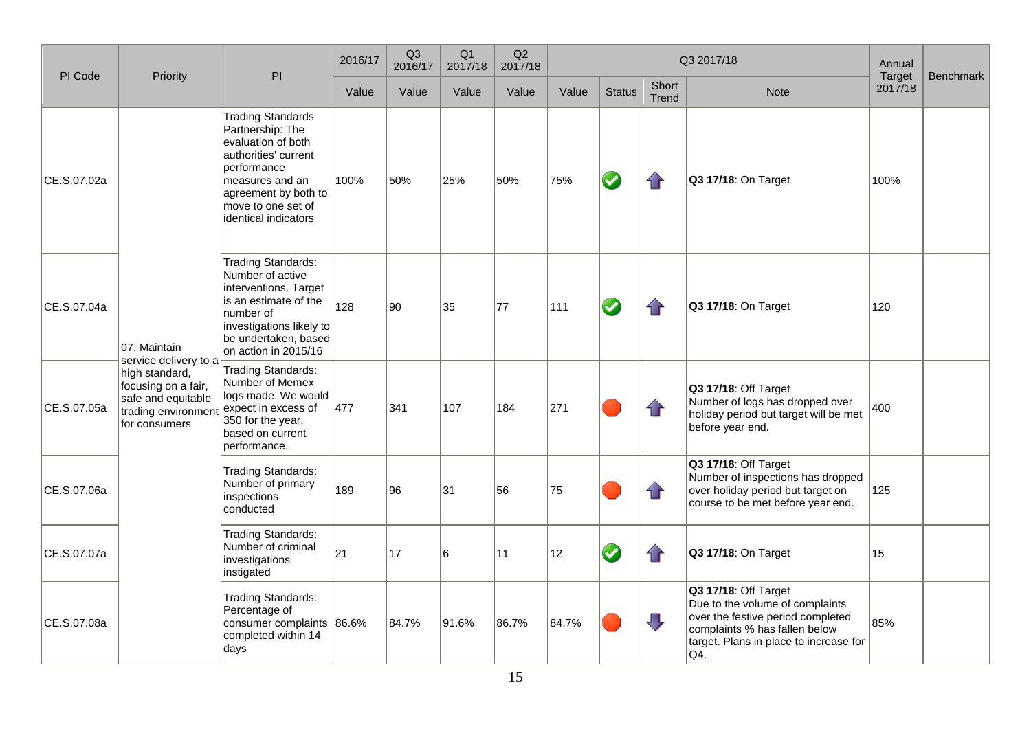| PI Code | Priority | PI | 2016/17 | Q3 2016/17 | Q1 2017/18 | Q2 2017/18 | Q3 2017/18 | | | | Annual Target 2017/18 | Benchmark |
|---|---|---|---|---|---|---|---|---|---|---|---|---|
| | | | Value | Value | Value | Value | Value | Status | Short Trend | Note | | |
| CE.S.07.02a | 07. Maintain service delivery to a high standard, focusing on a fair, safe and equitable trading environment for consumers | Trading Standards Partnership: The evaluation of both authorities' current performance measures and an agreement by both to move to one set of identical indicators | 100% | 50% | 25% | 50% | 75% | On Target | Up | **Q3 17/18**: On Target | 100% | |
| CE.S.07.04a | | Trading Standards: Number of active interventions. Target is an estimate of the number of investigations likely to be undertaken, based on action in 2015/16 | 128 | 90 | 35 | 77 | 111 | On Target | Up | **Q3 17/18**: On Target | 120 | |
| CE.S.07.05a | | Trading Standards: Number of Memex logs made. We would expect in excess of 350 for the year, based on current performance. | 477 | 341 | 107 | 184 | 271 | Off Target | Up | **Q3 17/18**: Off Target<br>Number of logs has dropped over holiday period but target will be met before year end. | 400 | |
| CE.S.07.06a | | Trading Standards: Number of primary inspections conducted | 189 | 96 | 31 | 56 | 75 | Off Target | Up | **Q3 17/18**: Off Target<br>Number of inspections has dropped over holiday period but target on course to be met before year end. | 125 | |
| CE.S.07.07a | | Trading Standards: Number of criminal investigations instigated | 21 | 17 | 6 | 11 | 12 | On Target | Up | **Q3 17/18**: On Target | 15 | |
| CE.S.07.08a | | Trading Standards: Percentage of consumer complaints completed within 14 days | 86.6% | 84.7% | 91.6% | 86.7% | 84.7% | Off Target | Down | **Q3 17/18**: Off Target<br>Due to the volume of complaints over the festive period completed complaints % has fallen below target. Plans in place to increase for Q4. | 85% | |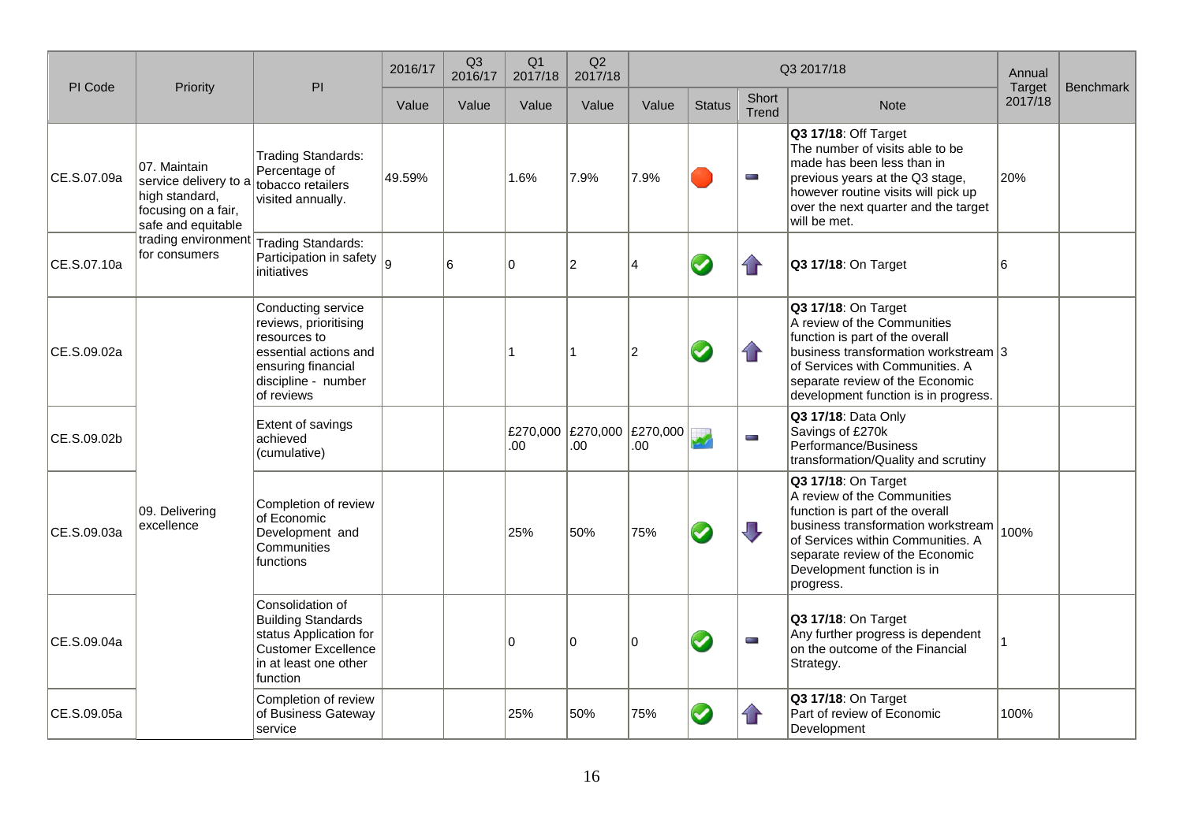| PI Code | Priority | PI | 2016/17 | Q3 2016/17 | Q1 2017/18 | Q2 2017/18 | Q3 2017/18 | | | | Annual Target 2017/18 | Benchmark |
|---|---|---|---|---|---|---|---|---|---|---|---|---|
| | | | Value | Value | Value | Value | Value | Status | Short Trend | Note | | |
| CE.S.07.09a | 07. Maintain service delivery to a high standard, focusing on a fair, safe and equitable trading environment for consumers | Trading Standards: Percentage of tobacco retailers visited annually. | 49.59% | | 1.6% | 7.9% | 7.9% | Off Target | No change | **Q3 17/18**: Off Target The number of visits able to be made has been less than in previous years at the Q3 stage, however routine visits will pick up over the next quarter and the target will be met. | 20% | |
| CE.S.07.10a | | Trading Standards: Participation in safety initiatives | 9 | 6 | 0 | 2 | 4 | On Target | Improving | **Q3 17/18**: On Target | 6 | |
| CE.S.09.02a | 09. Delivering excellence | Conducting service reviews, prioritising resources to essential actions and ensuring financial discipline - number of reviews | | | 1 | 1 | 2 | On Target | Improving | **Q3 17/18**: On Target A review of the Communities function is part of the overall business transformation workstream of Services with Communities. A separate review of the Economic development function is in progress. | 3 | |
| CE.S.09.02b | | Extent of savings achieved (cumulative) | | | £270,000.00 | £270,000.00 | £270,000.00 | Data Only | No change | **Q3 17/18**: Data Only Savings of £270k Performance/Business transformation/Quality and scrutiny | | |
| CE.S.09.03a | | Completion of review of Economic Development and Communities functions | | | 25% | 50% | 75% | On Target | Worsening | **Q3 17/18**: On Target A review of the Communities function is part of the overall business transformation workstream of Services within Communities. A separate review of the Economic Development function is in progress. | 100% | |
| CE.S.09.04a | | Consolidation of Building Standards status Application for Customer Excellence in at least one other function | | | 0 | 0 | 0 | On Target | No change | **Q3 17/18**: On Target Any further progress is dependent on the outcome of the Financial Strategy. | 1 | |
| CE.S.09.05a | | Completion of review of Business Gateway service | | | 25% | 50% | 75% | On Target | Improving | **Q3 17/18**: On Target Part of review of Economic Development | 100% | |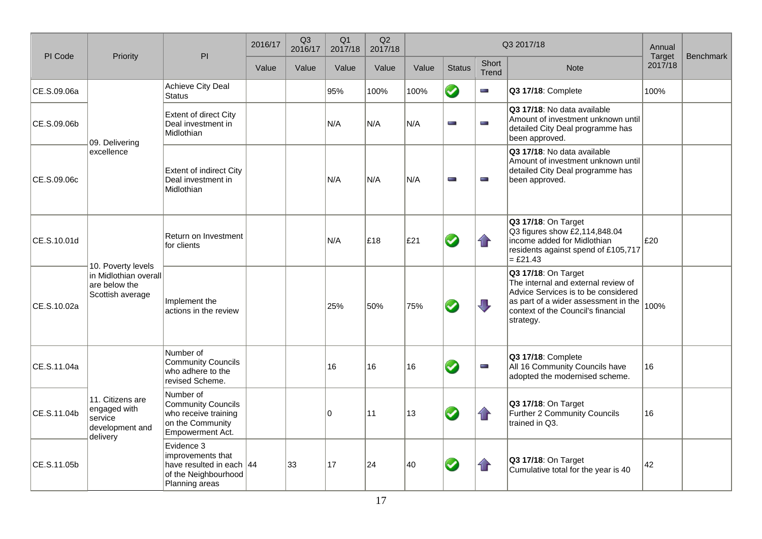| PI Code | Priority | PI | 2016/17 | Q3 2016/17 | Q1 2017/18 | Q2 2017/18 | Q3 2017/18 | | | | Annual Target 2017/18 | Benchmark |
|---|---|---|---|---|---|---|---|---|---|---|---|---|
| | | | Value | Value | Value | Value | Value | Status | Short Trend | Note | | |
| CE.S.09.06a | 09. Delivering excellence | Achieve City Deal Status | | | 95% | 100% | 100% | ✔ | ▬ | **Q3 17/18**: Complete | 100% | |
| CE.S.09.06b | | Extent of direct City Deal investment in Midlothian | | | N/A | N/A | N/A | ▬ | ▬ | **Q3 17/18**: No data available Amount of investment unknown until detailed City Deal programme has been approved. | | |
| CE.S.09.06c | | Extent of indirect City Deal investment in Midlothian | | | N/A | N/A | N/A | ▬ | ▬ | **Q3 17/18**: No data available Amount of investment unknown until detailed City Deal programme has been approved. | | |
| CE.S.10.01d | 10. Poverty levels in Midlothian overall are below the Scottish average | Return on Investment for clients | | | N/A | £18 | £21 | ✔ | ↑ | **Q3 17/18**: On Target Q3 figures show £2,114,848.04 income added for Midlothian residents against spend of £105,717 = £21.43 | £20 | |
| CE.S.10.02a | | Implement the actions in the review | | | 25% | 50% | 75% | ✔ | ↓ | **Q3 17/18**: On Target The internal and external review of Advice Services is to be considered as part of a wider assessment in the context of the Council's financial strategy. | 100% | |
| CE.S.11.04a | 11. Citizens are engaged with service development and delivery | Number of Community Councils who adhere to the revised Scheme. | | | 16 | 16 | 16 | ✔ | ▬ | **Q3 17/18**: Complete All 16 Community Councils have adopted the modernised scheme. | 16 | |
| CE.S.11.04b | | Number of Community Councils who receive training on the Community Empowerment Act. | | | 0 | 11 | 13 | ✔ | ↑ | **Q3 17/18**: On Target Further 2 Community Councils trained in Q3. | 16 | |
| CE.S.11.05b | | Evidence 3 improvements that have resulted in each of the Neighbourhood Planning areas | 44 | 33 | 17 | 24 | 40 | ✔ | ↑ | **Q3 17/18**: On Target Cumulative total for the year is 40 | 42 | |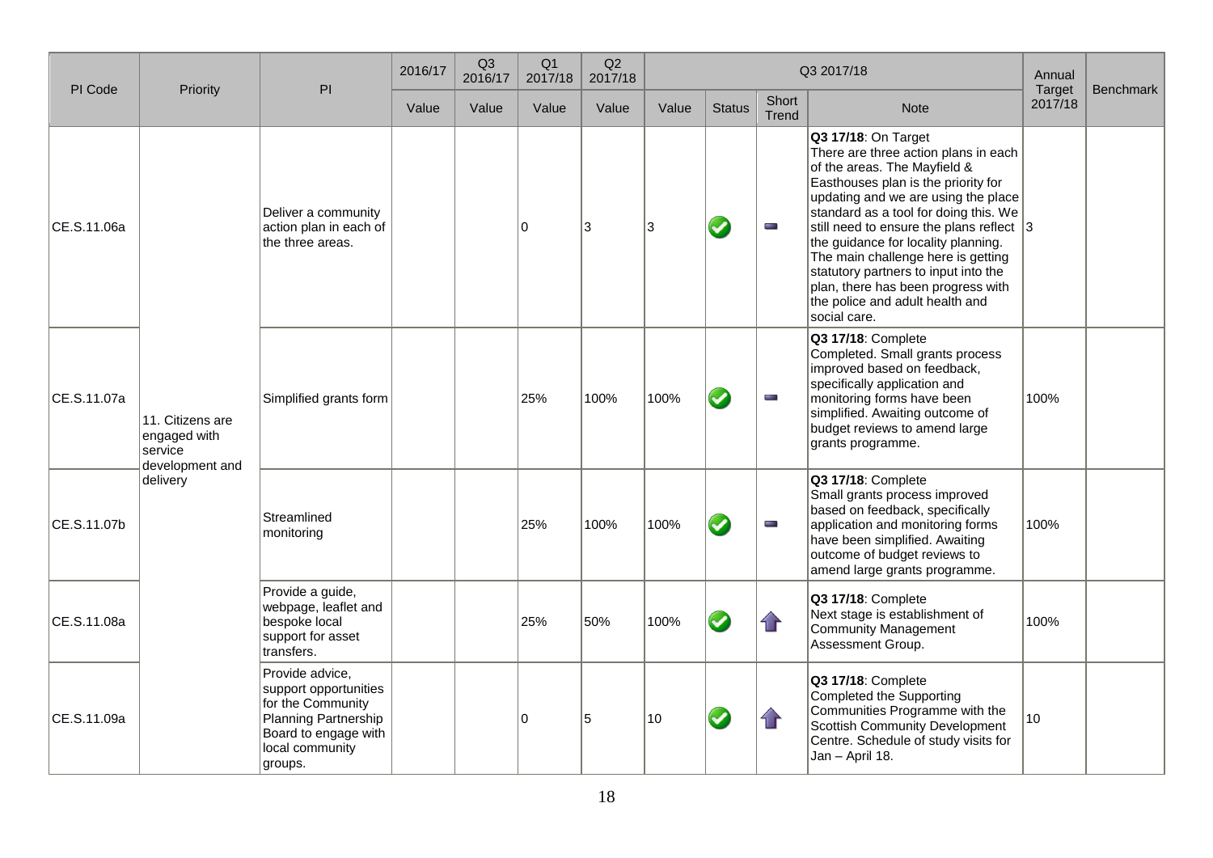| PI Code | Priority | PI | 2016/17 | Q3 2016/17 | Q1 2017/18 | Q2 2017/18 | Q3 2017/18 | | | | Annual Target 2017/18 | Benchmark |
|---|---|---|---|---|---|---|---|---|---|---|---|---|
| | | | Value | Value | Value | Value | Value | Status | Short Trend | Note | | |
| CE.S.11.06a | 11. Citizens are engaged with service development and delivery | Deliver a community action plan in each of the three areas. | | | 0 | 3 | 3 | ✔ | ▬ | **Q3 17/18**: On Target There are three action plans in each of the areas. The Mayfield & Easthouses plan is the priority for updating and we are using the place standard as a tool for doing this. We still need to ensure the plans reflect the guidance for locality planning. The main challenge here is getting statutory partners to input into the plan, there has been progress with the police and adult health and social care. | 3 | |
| CE.S.11.07a | | Simplified grants form | | | 25% | 100% | 100% | ✔ | ▬ | **Q3 17/18**: Complete Completed. Small grants process improved based on feedback, specifically application and monitoring forms have been simplified. Awaiting outcome of budget reviews to amend large grants programme. | 100% | |
| CE.S.11.07b | | Streamlined monitoring | | | 25% | 100% | 100% | ✔ | ▬ | **Q3 17/18**: Complete Small grants process improved based on feedback, specifically application and monitoring forms have been simplified. Awaiting outcome of budget reviews to amend large grants programme. | 100% | |
| CE.S.11.08a | | Provide a guide, webpage, leaflet and bespoke local support for asset transfers. | | | 25% | 50% | 100% | ✔ | ⇧ | **Q3 17/18**: Complete Next stage is establishment of Community Management Assessment Group. | 100% | |
| CE.S.11.09a | | Provide advice, support opportunities for the Community Planning Partnership Board to engage with local community groups. | | | 0 | 5 | 10 | ✔ | ⇧ | **Q3 17/18**: Complete Completed the Supporting Communities Programme with the Scottish Community Development Centre. Schedule of study visits for Jan – April 18. | 10 | |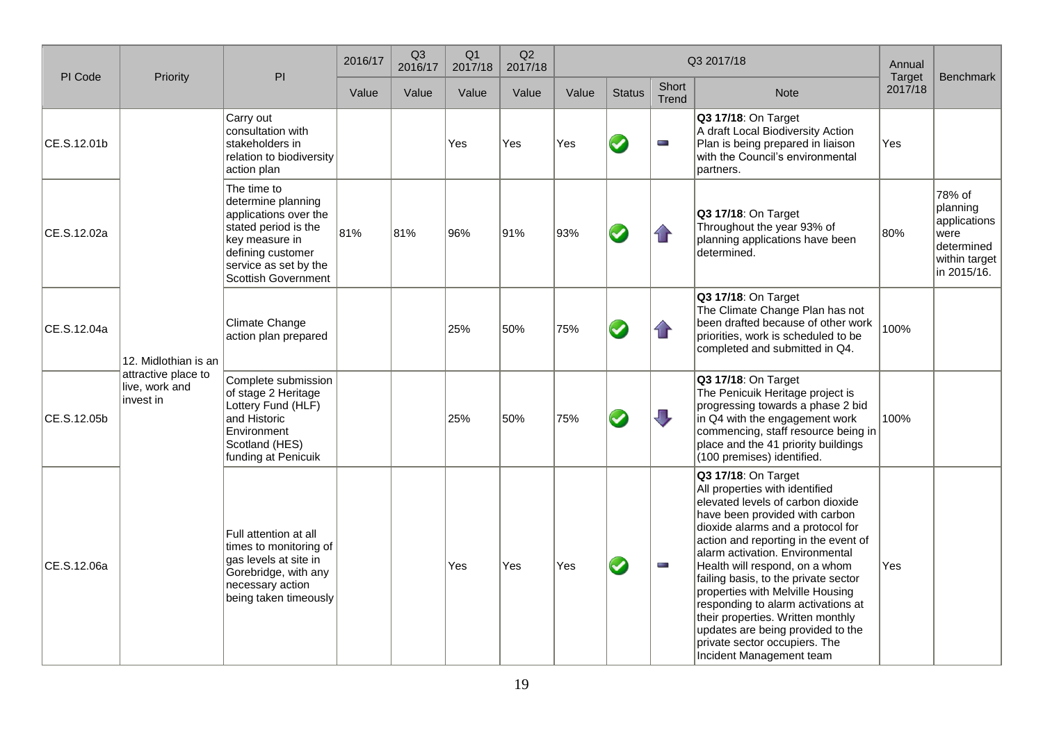| PI Code | Priority | PI | 2016/17 | Q3 2016/17 | Q1 2017/18 | Q2 2017/18 | Q3 2017/18 | | | | Annual Target 2017/18 | Benchmark |
|---|---|---|---|---|---|---|---|---|---|---|---|---|
| | | | Value | Value | Value | Value | Value | Status | Short Trend | Note | | |
| CE.S.12.01b | 12. Midlothian is an attractive place to live, work and invest in | Carry out consultation with stakeholders in relation to biodiversity action plan | | | Yes | Yes | Yes | On Target | No change | **Q3 17/18**: On Target<br>A draft Local Biodiversity Action Plan is being prepared in liaison with the Council's environmental partners. | Yes | |
| CE.S.12.02a | | The time to determine planning applications over the stated period is the key measure in defining customer service as set by the Scottish Government | 81% | 81% | 96% | 91% | 93% | On Target | Improving | **Q3 17/18**: On Target<br>Throughout the year 93% of planning applications have been determined. | 80% | 78% of planning applications were determined within target in 2015/16. |
| CE.S.12.04a | | Climate Change action plan prepared | | | 25% | 50% | 75% | On Target | Improving | **Q3 17/18**: On Target<br>The Climate Change Plan has not been drafted because of other work priorities, work is scheduled to be completed and submitted in Q4. | 100% | |
| CE.S.12.05b | | Complete submission of stage 2 Heritage Lottery Fund (HLF) and Historic Environment Scotland (HES) funding at Penicuik | | | 25% | 50% | 75% | On Target | Declining | **Q3 17/18**: On Target<br>The Penicuik Heritage project is progressing towards a phase 2 bid in Q4 with the engagement work commencing, staff resource being in place and the 41 priority buildings (100 premises) identified. | 100% | |
| CE.S.12.06a | | Full attention at all times to monitoring of gas levels at site in Gorebridge, with any necessary action being taken timeously | | | Yes | Yes | Yes | On Target | No change | **Q3 17/18**: On Target<br>All properties with identified elevated levels of carbon dioxide have been provided with carbon dioxide alarms and a protocol for action and reporting in the event of alarm activation. Environmental Health will respond, on a whom failing basis, to the private sector properties with Melville Housing responding to alarm activations at their properties. Written monthly updates are being provided to the private sector occupiers. The Incident Management team | Yes | |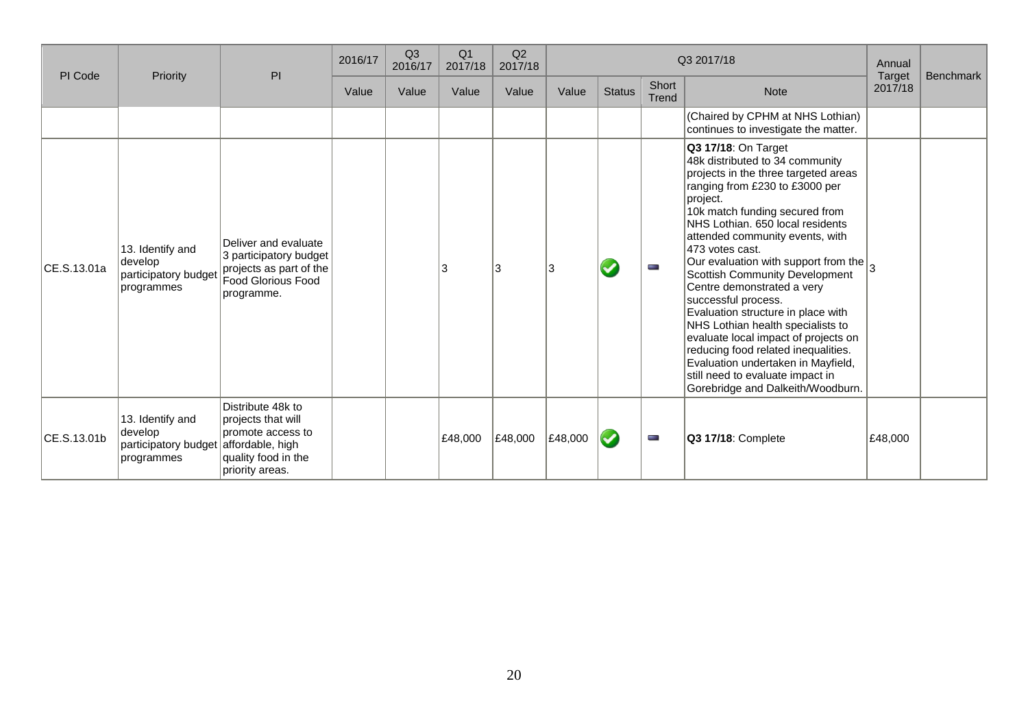| PI Code | Priority | PI | 2016/17 | Q3 2016/17 | Q1 2017/18 | Q2 2017/18 | Q3 2017/18 | | | | Annual Target 2017/18 | Benchmark |
|---|---|---|---|---|---|---|---|---|---|---|---|---|
| | | | Value | Value | Value | Value | Value | Status | Short Trend | Note | | |
| | | | | | | | | | | (Chaired by CPHM at NHS Lothian) continues to investigate the matter. | | |
| CE.S.13.01a | 13. Identify and develop participatory budget programmes | Deliver and evaluate 3 participatory budget projects as part of the Food Glorious Food programme. | | | 3 | 3 | 3 | ✔ | ▬ | **Q3 17/18**: On Target<br>48k distributed to 34 community projects in the three targeted areas ranging from £230 to £3000 per project.<br>10k match funding secured from NHS Lothian. 650 local residents attended community events, with 473 votes cast.<br>Our evaluation with support from the Scottish Community Development Centre demonstrated a very successful process.<br>Evaluation structure in place with NHS Lothian health specialists to evaluate local impact of projects on reducing food related inequalities. Evaluation undertaken in Mayfield, still need to evaluate impact in Gorebridge and Dalkeith/Woodburn. | 3 | |
| CE.S.13.01b | 13. Identify and develop participatory budget programmes | Distribute 48k to projects that will promote access to affordable, high quality food in the priority areas. | | | £48,000 | £48,000 | £48,000 | ✔ | ▬ | **Q3 17/18**: Complete | £48,000 | |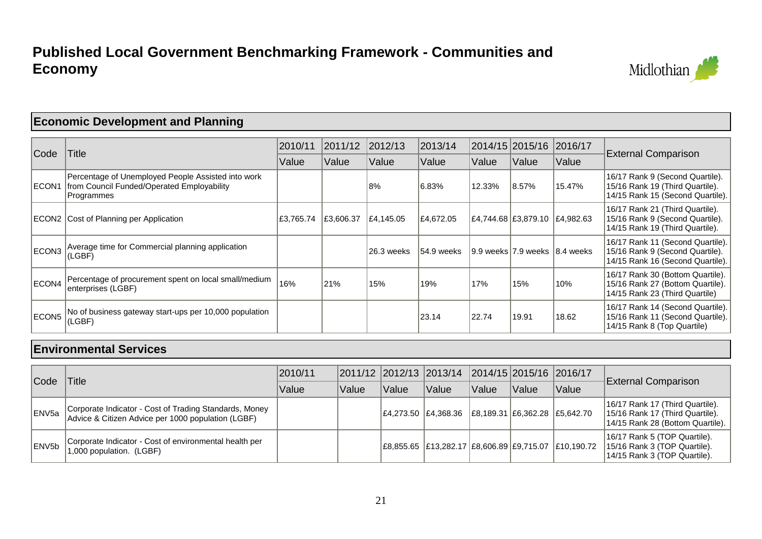# Published Local Government Benchmarking Framework - Communities and Economy

## Economic Development and Planning

| Code | Title | 2010/11 | 2011/12 | 2012/13 | 2013/14 | 2014/15 | 2015/16 | 2016/17 | External Comparison |
|---|---|---|---|---|---|---|---|---|---|
| | | Value | Value | Value | Value | Value | Value | Value | |
| ECON1 | Percentage of Unemployed People Assisted into work from Council Funded/Operated Employability Programmes | | | 8% | 6.83% | 12.33% | 8.57% | 15.47% | 16/17 Rank 9 (Second Quartile). 15/16 Rank 19 (Third Quartile). 14/15 Rank 15 (Second Quartile). |
| ECON2 | Cost of Planning per Application | £3,765.74 | £3,606.37 | £4,145.05 | £4,672.05 | £4,744.68 | £3,879.10 | £4,982.63 | 16/17 Rank 21 (Third Quartile). 15/16 Rank 9 (Second Quartile). 14/15 Rank 19 (Third Quartile). |
| ECON3 | Average time for Commercial planning application (LGBF) | | | 26.3 weeks | 54.9 weeks | 9.9 weeks | 7.9 weeks | 8.4 weeks | 16/17 Rank 11 (Second Quartile). 15/16 Rank 9 (Second Quartile). 14/15 Rank 16 (Second Quartile). |
| ECON4 | Percentage of procurement spent on local small/medium enterprises (LGBF) | 16% | 21% | 15% | 19% | 17% | 15% | 10% | 16/17 Rank 30 (Bottom Quartile). 15/16 Rank 27 (Bottom Quartile). 14/15 Rank 23 (Third Quartile) |
| ECON5 | No of business gateway start-ups per 10,000 population (LGBF) | | | | 23.14 | 22.74 | 19.91 | 18.62 | 16/17 Rank 14 (Second Quartile). 15/16 Rank 11 (Second Quartile). 14/15 Rank 8 (Top Quartile) |

## Environmental Services

| Code | Title | 2010/11 | 2011/12 | 2012/13 | 2013/14 | 2014/15 | 2015/16 | 2016/17 | External Comparison |
|---|---|---|---|---|---|---|---|---|---|
| | | Value | Value | Value | Value | Value | Value | Value | |
| ENV5a | Corporate Indicator - Cost of Trading Standards, Money Advice & Citizen Advice per 1000 population (LGBF) | | | £4,273.50 | £4,368.36 | £8,189.31 | £6,362.28 | £5,642.70 | 16/17 Rank 17 (Third Quartile). 15/16 Rank 17 (Third Quartile). 14/15 Rank 28 (Bottom Quartile). |
| ENV5b | Corporate Indicator - Cost of environmental health per 1,000 population. (LGBF) | | | £8,855.65 | £13,282.17 | £8,606.89 | £9,715.07 | £10,190.72 | 16/17 Rank 5 (TOP Quartile). 15/16 Rank 3 (TOP Quartile). 14/15 Rank 3 (TOP Quartile). |